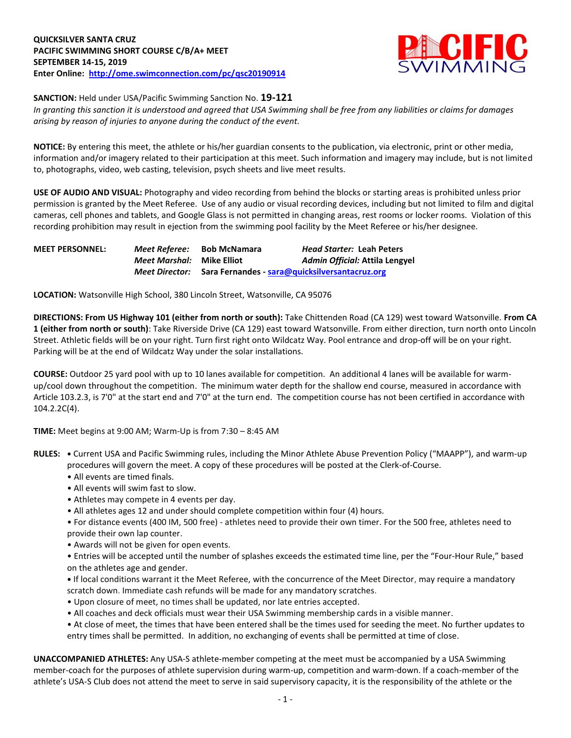**QUICKSILVER SANTA CRUZ**
**PACIFIC SWIMMING SHORT COURSE C/B/A+ MEET**
**SEPTEMBER 14-15, 2019**
**Enter Online: http://ome.swimconnection.com/pc/qsc20190914**

PACIFIC SWIMMING

**SANCTION:** Held under USA/Pacific Swimming Sanction No. **19-121**
*In granting this sanction it is understood and agreed that USA Swimming shall be free from any liabilities or claims for damages arising by reason of injuries to anyone during the conduct of the event.*

**NOTICE:** By entering this meet, the athlete or his/her guardian consents to the publication, via electronic, print or other media, information and/or imagery related to their participation at this meet. Such information and imagery may include, but is not limited to, photographs, video, web casting, television, psych sheets and live meet results.

**USE OF AUDIO AND VISUAL:** Photography and video recording from behind the blocks or starting areas is prohibited unless prior permission is granted by the Meet Referee. Use of any audio or visual recording devices, including but not limited to film and digital cameras, cell phones and tablets, and Google Glass is not permitted in changing areas, rest rooms or locker rooms. Violation of this recording prohibition may result in ejection from the swimming pool facility by the Meet Referee or his/her designee.

**MEET PERSONNEL:**
*Meet Referee:* **Bob McNamara** — *Head Starter:* **Leah Peters**
*Meet Marshal:* **Mike Elliot** — *Admin Official:* **Attila Lengyel**
*Meet Director:* **Sara Fernandes - sara@quicksilversantacruz.org**

**LOCATION:** Watsonville High School, 380 Lincoln Street, Watsonville, CA 95076

**DIRECTIONS: From US Highway 101 (either from north or south):** Take Chittenden Road (CA 129) west toward Watsonville. **From CA 1 (either from north or south)**: Take Riverside Drive (CA 129) east toward Watsonville. From either direction, turn north onto Lincoln Street. Athletic fields will be on your right. Turn first right onto Wildcatz Way. Pool entrance and drop-off will be on your right. Parking will be at the end of Wildcatz Way under the solar installations.

**COURSE:** Outdoor 25 yard pool with up to 10 lanes available for competition. An additional 4 lanes will be available for warm-up/cool down throughout the competition. The minimum water depth for the shallow end course, measured in accordance with Article 103.2.3, is 7'0" at the start end and 7'0" at the turn end. The competition course has not been certified in accordance with 104.2.2C(4).

**TIME:** Meet begins at 9:00 AM; Warm-Up is from 7:30 – 8:45 AM

**RULES:**
- Current USA and Pacific Swimming rules, including the Minor Athlete Abuse Prevention Policy ("MAAPP"), and warm-up procedures will govern the meet. A copy of these procedures will be posted at the Clerk-of-Course.
- All events are timed finals.
- All events will swim fast to slow.
- Athletes may compete in 4 events per day.
- All athletes ages 12 and under should complete competition within four (4) hours.
- For distance events (400 IM, 500 free) - athletes need to provide their own timer. For the 500 free, athletes need to provide their own lap counter.
- Awards will not be given for open events.
- Entries will be accepted until the number of splashes exceeds the estimated time line, per the "Four-Hour Rule," based on the athletes age and gender.
- If local conditions warrant it the Meet Referee, with the concurrence of the Meet Director, may require a mandatory scratch down. Immediate cash refunds will be made for any mandatory scratches.
- Upon closure of meet, no times shall be updated, nor late entries accepted.
- All coaches and deck officials must wear their USA Swimming membership cards in a visible manner.
- At close of meet, the times that have been entered shall be the times used for seeding the meet. No further updates to entry times shall be permitted. In addition, no exchanging of events shall be permitted at time of close.

**UNACCOMPANIED ATHLETES:** Any USA-S athlete-member competing at the meet must be accompanied by a USA Swimming member-coach for the purposes of athlete supervision during warm-up, competition and warm-down. If a coach-member of the athlete's USA-S Club does not attend the meet to serve in said supervisory capacity, it is the responsibility of the athlete or the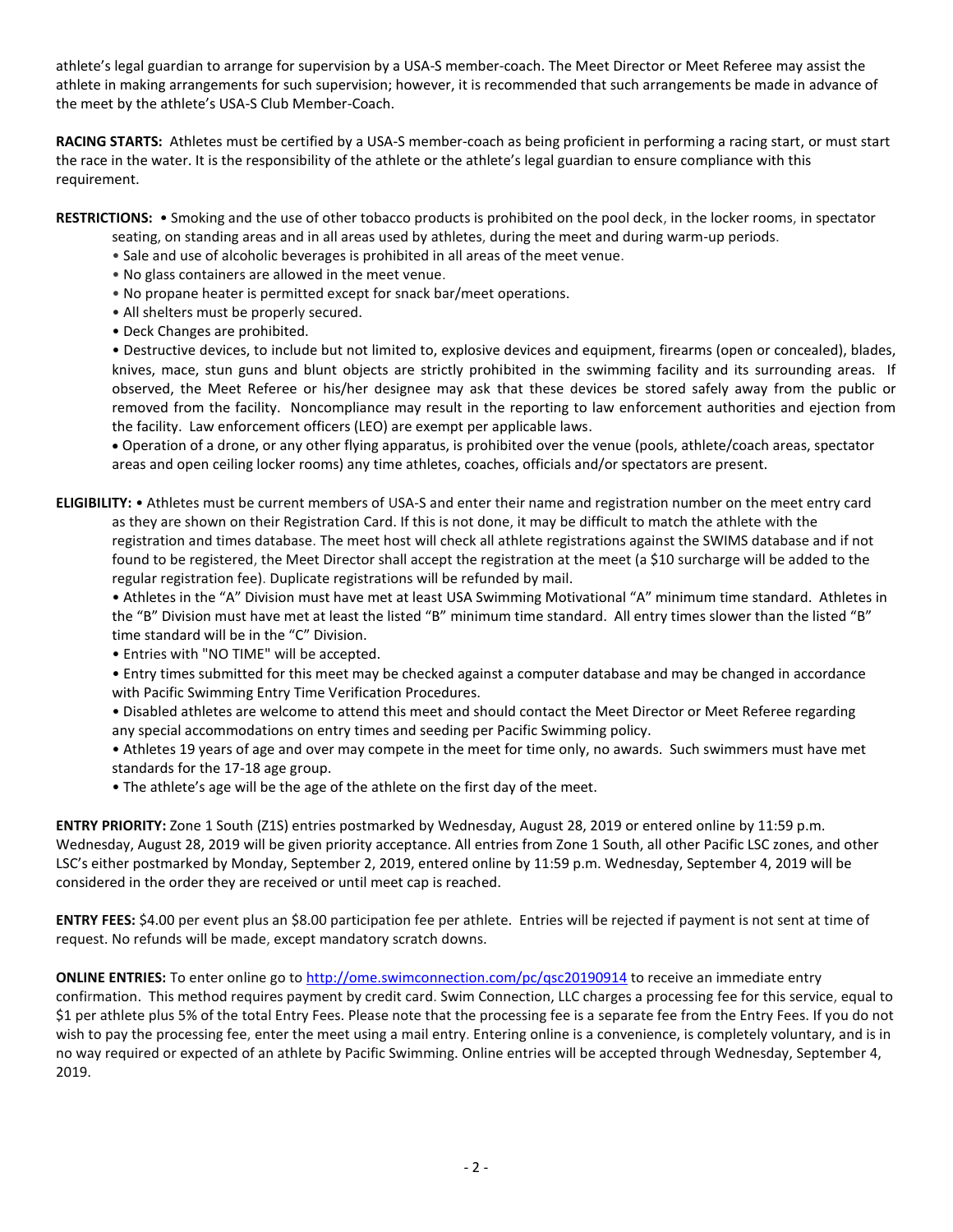athlete's legal guardian to arrange for supervision by a USA-S member-coach. The Meet Director or Meet Referee may assist the athlete in making arrangements for such supervision; however, it is recommended that such arrangements be made in advance of the meet by the athlete's USA-S Club Member-Coach.

**RACING STARTS:** Athletes must be certified by a USA-S member-coach as being proficient in performing a racing start, or must start the race in the water. It is the responsibility of the athlete or the athlete's legal guardian to ensure compliance with this requirement.

**RESTRICTIONS:** • Smoking and the use of other tobacco products is prohibited on the pool deck, in the locker rooms, in spectator seating, on standing areas and in all areas used by athletes, during the meet and during warm-up periods.

- Sale and use of alcoholic beverages is prohibited in all areas of the meet venue.
- No glass containers are allowed in the meet venue.
- No propane heater is permitted except for snack bar/meet operations.
- All shelters must be properly secured.
- Deck Changes are prohibited.
- Destructive devices, to include but not limited to, explosive devices and equipment, firearms (open or concealed), blades, knives, mace, stun guns and blunt objects are strictly prohibited in the swimming facility and its surrounding areas. If observed, the Meet Referee or his/her designee may ask that these devices be stored safely away from the public or removed from the facility. Noncompliance may result in the reporting to law enforcement authorities and ejection from the facility. Law enforcement officers (LEO) are exempt per applicable laws.
- Operation of a drone, or any other flying apparatus, is prohibited over the venue (pools, athlete/coach areas, spectator areas and open ceiling locker rooms) any time athletes, coaches, officials and/or spectators are present.

**ELIGIBILITY:** • Athletes must be current members of USA-S and enter their name and registration number on the meet entry card as they are shown on their Registration Card. If this is not done, it may be difficult to match the athlete with the registration and times database. The meet host will check all athlete registrations against the SWIMS database and if not found to be registered, the Meet Director shall accept the registration at the meet (a $10 surcharge will be added to the regular registration fee). Duplicate registrations will be refunded by mail.

- Athletes in the "A" Division must have met at least USA Swimming Motivational "A" minimum time standard. Athletes in the "B" Division must have met at least the listed "B" minimum time standard. All entry times slower than the listed "B" time standard will be in the "C" Division.
- Entries with "NO TIME" will be accepted.
- Entry times submitted for this meet may be checked against a computer database and may be changed in accordance with Pacific Swimming Entry Time Verification Procedures.
- Disabled athletes are welcome to attend this meet and should contact the Meet Director or Meet Referee regarding any special accommodations on entry times and seeding per Pacific Swimming policy.
- Athletes 19 years of age and over may compete in the meet for time only, no awards. Such swimmers must have met standards for the 17-18 age group.
- The athlete's age will be the age of the athlete on the first day of the meet.

**ENTRY PRIORITY:** Zone 1 South (Z1S) entries postmarked by Wednesday, August 28, 2019 or entered online by 11:59 p.m. Wednesday, August 28, 2019 will be given priority acceptance. All entries from Zone 1 South, all other Pacific LSC zones, and other LSC's either postmarked by Monday, September 2, 2019, entered online by 11:59 p.m. Wednesday, September 4, 2019 will be considered in the order they are received or until meet cap is reached.

**ENTRY FEES:** $4.00 per event plus an $8.00 participation fee per athlete. Entries will be rejected if payment is not sent at time of request. No refunds will be made, except mandatory scratch downs.

**ONLINE ENTRIES:** To enter online go to http://ome.swimconnection.com/pc/qsc20190914 to receive an immediate entry confirmation. This method requires payment by credit card. Swim Connection, LLC charges a processing fee for this service, equal to $1 per athlete plus 5% of the total Entry Fees. Please note that the processing fee is a separate fee from the Entry Fees. If you do not wish to pay the processing fee, enter the meet using a mail entry. Entering online is a convenience, is completely voluntary, and is in no way required or expected of an athlete by Pacific Swimming. Online entries will be accepted through Wednesday, September 4, 2019.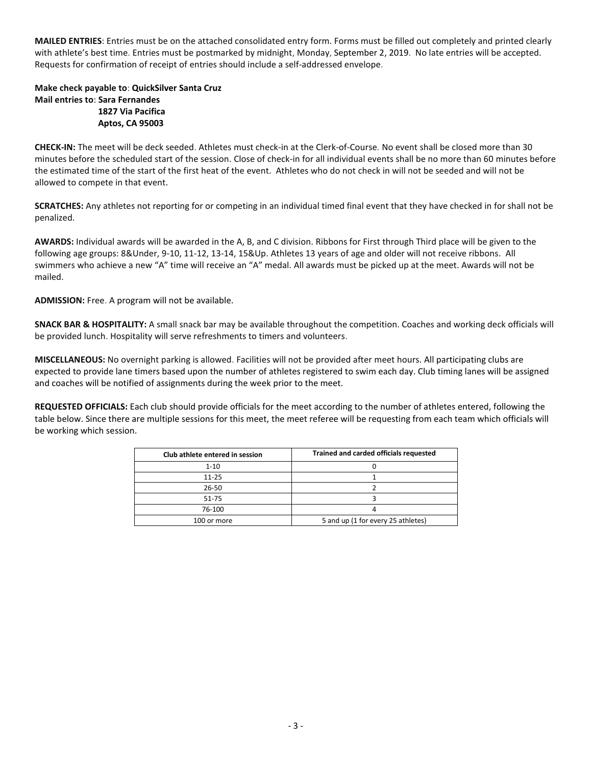**MAILED ENTRIES**: Entries must be on the attached consolidated entry form. Forms must be filled out completely and printed clearly with athlete's best time. Entries must be postmarked by midnight, Monday, September 2, 2019. No late entries will be accepted. Requests for confirmation of receipt of entries should include a self-addressed envelope.

**Make check payable to**: **QuickSilver Santa Cruz**
**Mail entries to**: **Sara Fernandes**
**1827 Via Pacifica**
**Aptos, CA 95003**

**CHECK-IN:** The meet will be deck seeded. Athletes must check-in at the Clerk-of-Course. No event shall be closed more than 30 minutes before the scheduled start of the session. Close of check-in for all individual events shall be no more than 60 minutes before the estimated time of the start of the first heat of the event. Athletes who do not check in will not be seeded and will not be allowed to compete in that event.

**SCRATCHES:** Any athletes not reporting for or competing in an individual timed final event that they have checked in for shall not be penalized.

**AWARDS:** Individual awards will be awarded in the A, B, and C division. Ribbons for First through Third place will be given to the following age groups: 8&Under, 9-10, 11-12, 13-14, 15&Up. Athletes 13 years of age and older will not receive ribbons. All swimmers who achieve a new "A" time will receive an "A" medal. All awards must be picked up at the meet. Awards will not be mailed.

**ADMISSION:** Free. A program will not be available.

**SNACK BAR & HOSPITALITY:** A small snack bar may be available throughout the competition. Coaches and working deck officials will be provided lunch. Hospitality will serve refreshments to timers and volunteers.

**MISCELLANEOUS:** No overnight parking is allowed. Facilities will not be provided after meet hours. All participating clubs are expected to provide lane timers based upon the number of athletes registered to swim each day. Club timing lanes will be assigned and coaches will be notified of assignments during the week prior to the meet.

**REQUESTED OFFICIALS:** Each club should provide officials for the meet according to the number of athletes entered, following the table below. Since there are multiple sessions for this meet, the meet referee will be requesting from each team which officials will be working which session.

| Club athlete entered in session | Trained and carded officials requested |
|---|---|
| 1-10 | 0 |
| 11-25 | 1 |
| 26-50 | 2 |
| 51-75 | 3 |
| 76-100 | 4 |
| 100 or more | 5 and up (1 for every 25 athletes) |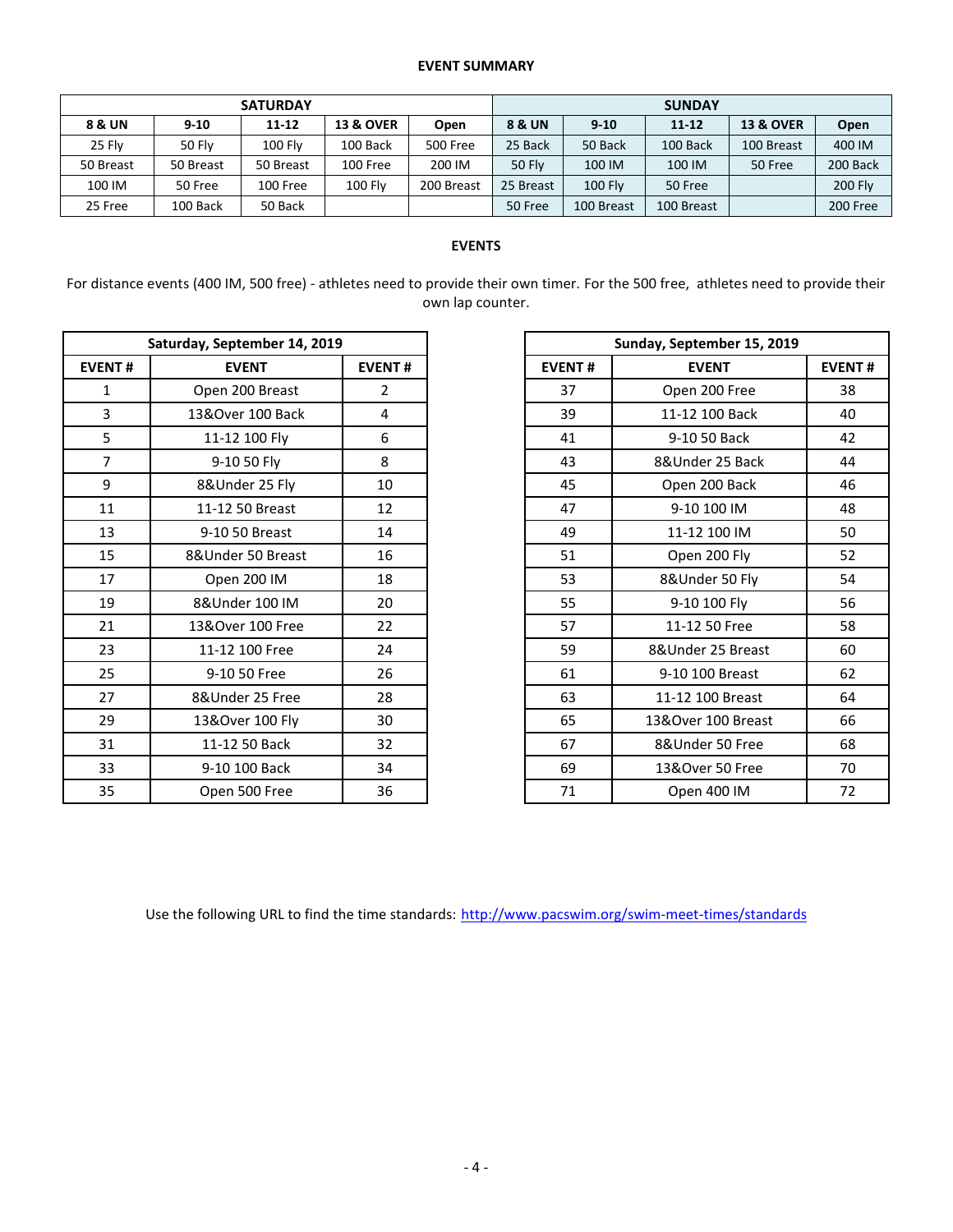**EVENT SUMMARY**

| SATURDAY | | | | | SUNDAY | | | | |
|---|---|---|---|---|---|---|---|---|---|
| **8 & UN** | **9-10** | **11-12** | **13 & OVER** | **Open** | **8 & UN** | **9-10** | **11-12** | **13 & OVER** | **Open** |
| 25 Fly | 50 Fly | 100 Fly | 100 Back | 500 Free | 25 Back | 50 Back | 100 Back | 100 Breast | 400 IM |
| 50 Breast | 50 Breast | 50 Breast | 100 Free | 200 IM | 50 Fly | 100 IM | 100 IM | 50 Free | 200 Back |
| 100 IM | 50 Free | 100 Free | 100 Fly | 200 Breast | 25 Breast | 100 Fly | 50 Free | | 200 Fly |
| 25 Free | 100 Back | 50 Back | | | 50 Free | 100 Breast | 100 Breast | | 200 Free |

**EVENTS**

For distance events (400 IM, 500 free) - athletes need to provide their own timer. For the 500 free, athletes need to provide their own lap counter.

| Saturday, September 14, 2019 | | |
|---|---|---|
| **EVENT #** | **EVENT** | **EVENT #** |
| 1 | Open 200 Breast | 2 |
| 3 | 13&Over 100 Back | 4 |
| 5 | 11-12 100 Fly | 6 |
| 7 | 9-10 50 Fly | 8 |
| 9 | 8&Under 25 Fly | 10 |
| 11 | 11-12 50 Breast | 12 |
| 13 | 9-10 50 Breast | 14 |
| 15 | 8&Under 50 Breast | 16 |
| 17 | Open 200 IM | 18 |
| 19 | 8&Under 100 IM | 20 |
| 21 | 13&Over 100 Free | 22 |
| 23 | 11-12 100 Free | 24 |
| 25 | 9-10 50 Free | 26 |
| 27 | 8&Under 25 Free | 28 |
| 29 | 13&Over 100 Fly | 30 |
| 31 | 11-12 50 Back | 32 |
| 33 | 9-10 100 Back | 34 |
| 35 | Open 500 Free | 36 |

| Sunday, September 15, 2019 | | |
|---|---|---|
| **EVENT #** | **EVENT** | **EVENT #** |
| 37 | Open 200 Free | 38 |
| 39 | 11-12 100 Back | 40 |
| 41 | 9-10 50 Back | 42 |
| 43 | 8&Under 25 Back | 44 |
| 45 | Open 200 Back | 46 |
| 47 | 9-10 100 IM | 48 |
| 49 | 11-12 100 IM | 50 |
| 51 | Open 200 Fly | 52 |
| 53 | 8&Under 50 Fly | 54 |
| 55 | 9-10 100 Fly | 56 |
| 57 | 11-12 50 Free | 58 |
| 59 | 8&Under 25 Breast | 60 |
| 61 | 9-10 100 Breast | 62 |
| 63 | 11-12 100 Breast | 64 |
| 65 | 13&Over 100 Breast | 66 |
| 67 | 8&Under 50 Free | 68 |
| 69 | 13&Over 50 Free | 70 |
| 71 | Open 400 IM | 72 |

Use the following URL to find the time standards: http://www.pacswim.org/swim-meet-times/standards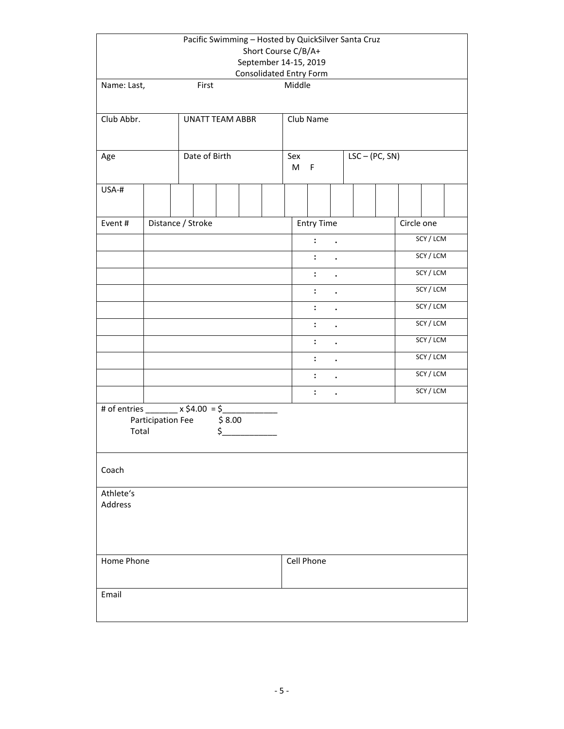Pacific Swimming – Hosted by QuickSilver Santa Cruz
Short Course C/B/A+
September 14-15, 2019
Consolidated Entry Form

| Name: Last, | First | Middle | |
|---|---|---|---|
| **Club Abbr.** | **UNATT TEAM ABBR** | **Club Name** | |
| **Age** | **Date of Birth** | **Sex** M F | **LSC – (PC, SN)** |

| USA-# | | | | | | | | | | | | | | |
|---|---|---|---|---|---|---|---|---|---|---|---|---|---|---|

| Event # | Distance / Stroke | Entry Time | Circle one |
|---|---|---|---|
| | | : . | SCY / LCM |
| | | : . | SCY / LCM |
| | | : . | SCY / LCM |
| | | : . | SCY / LCM |
| | | : . | SCY / LCM |
| | | : . | SCY / LCM |
| | | : . | SCY / LCM |
| | | : . | SCY / LCM |
| | | : . | SCY / LCM |
| | | : . | SCY / LCM |

# of entries _______ x $4.00 = $____________
Participation Fee $ 8.00
Total $____________

Coach

Athlete's Address

| Home Phone | Cell Phone |
|---|---|
| | |

Email